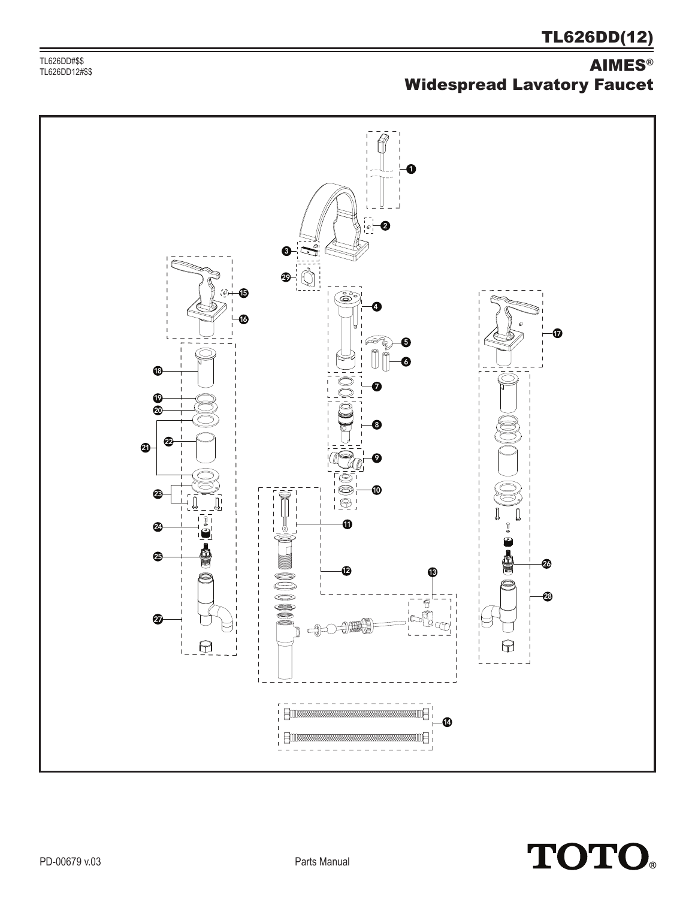# TL626DD(12)

TL626DD#$$
TL626DD12#$$

## AIMES®
## Widespread Lavatory Faucet

1
2
3
29
15
16
4
17
5
6
18
7
19
20
8
21
22
9
23
10
11
24
25
26
12
13
28
27
14

PD-00679 v.03

Parts Manual

TOTO®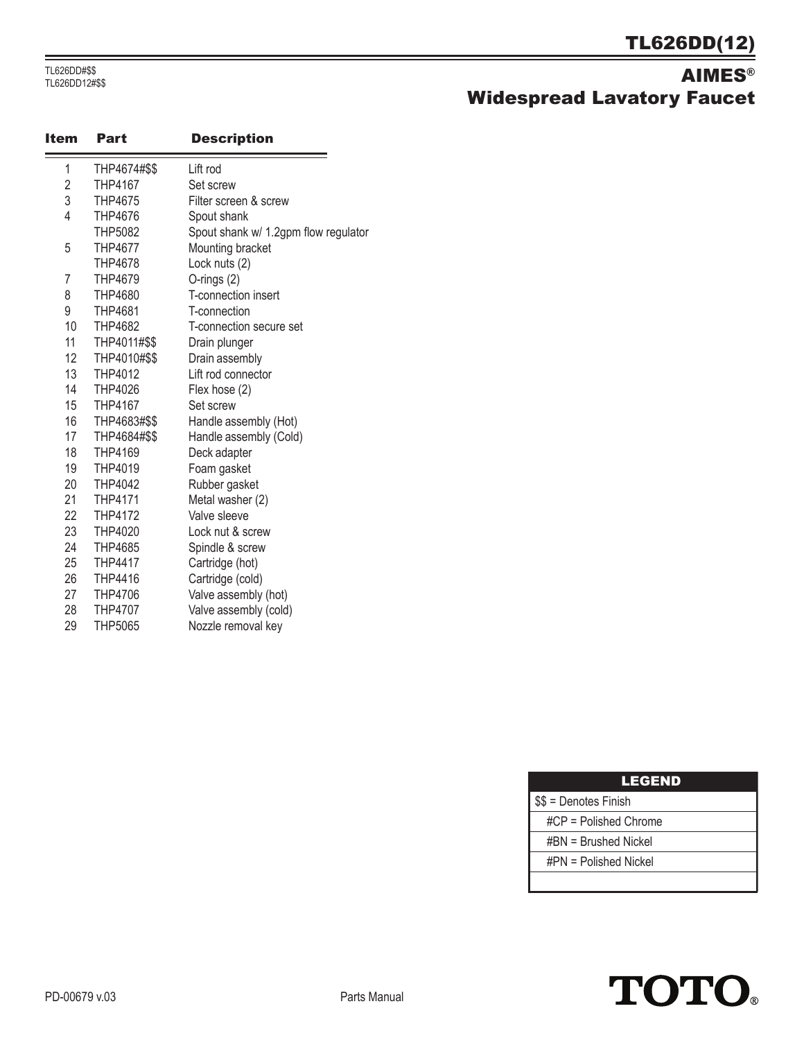# TL626DD(12)

TL626DD#$$
TL626DD12#$$

## AIMES®
## Widespread Lavatory Faucet

| Item | Part | Description |
|---|---|---|
| 1 | THP4674#$$ | Lift rod |
| 2 | THP4167 | Set screw |
| 3 | THP4675 | Filter screen & screw |
| 4 | THP4676 | Spout shank |
| | THP5082 | Spout shank w/ 1.2gpm flow regulator |
| 5 | THP4677 | Mounting bracket |
| | THP4678 | Lock nuts (2) |
| 7 | THP4679 | O-rings (2) |
| 8 | THP4680 | T-connection insert |
| 9 | THP4681 | T-connection |
| 10 | THP4682 | T-connection secure set |
| 11 | THP4011#$$ | Drain plunger |
| 12 | THP4010#$$ | Drain assembly |
| 13 | THP4012 | Lift rod connector |
| 14 | THP4026 | Flex hose (2) |
| 15 | THP4167 | Set screw |
| 16 | THP4683#$$ | Handle assembly (Hot) |
| 17 | THP4684#$$ | Handle assembly (Cold) |
| 18 | THP4169 | Deck adapter |
| 19 | THP4019 | Foam gasket |
| 20 | THP4042 | Rubber gasket |
| 21 | THP4171 | Metal washer (2) |
| 22 | THP4172 | Valve sleeve |
| 23 | THP4020 | Lock nut & screw |
| 24 | THP4685 | Spindle & screw |
| 25 | THP4417 | Cartridge (hot) |
| 26 | THP4416 | Cartridge (cold) |
| 27 | THP4706 | Valve assembly (hot) |
| 28 | THP4707 | Valve assembly (cold) |
| 29 | THP5065 | Nozzle removal key |

| LEGEND |
|---|
| $$ = Denotes Finish |
| #CP = Polished Chrome |
| #BN = Brushed Nickel |
| #PN = Polished Nickel |

PD-00679 v.03

Parts Manual

TOTO®